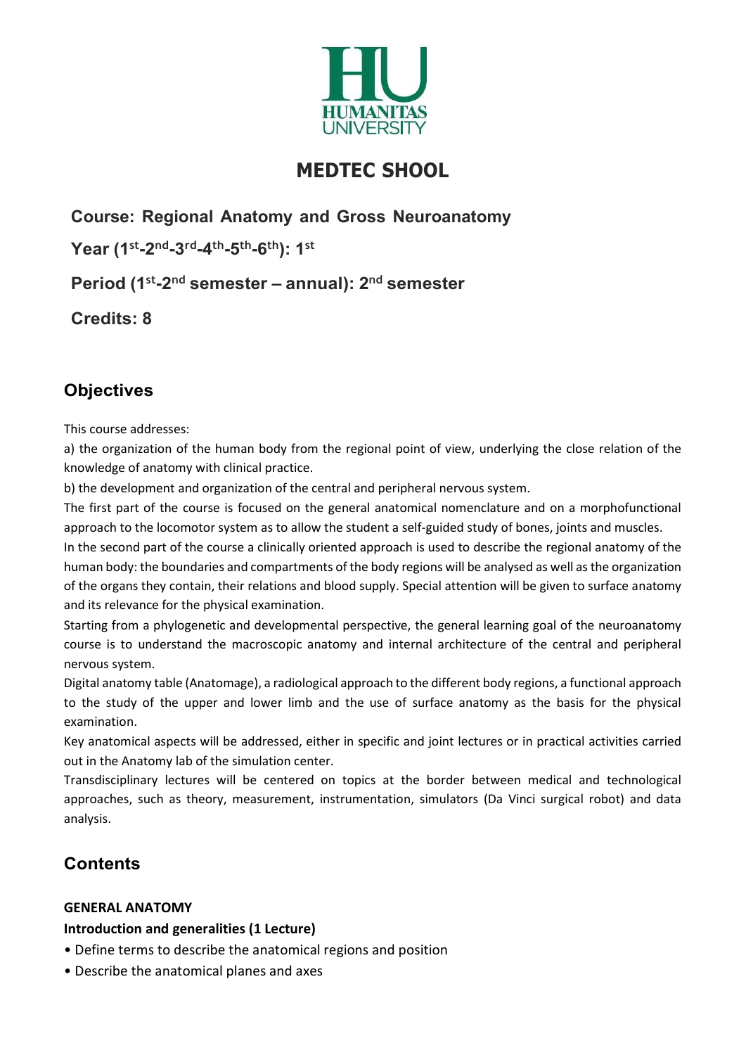# MEDTEC SHOOL

**Course: Regional Anatomy and Gross Neuroanatomy**

**Year (1st-2nd-3rd-4th-5th-6th): 1st**

**Period (1st-2nd semester – annual): 2nd semester**

**Credits: 8**

## Objectives

This course addresses:

a) the organization of the human body from the regional point of view, underlying the close relation of the knowledge of anatomy with clinical practice.

b) the development and organization of the central and peripheral nervous system.

The first part of the course is focused on the general anatomical nomenclature and on a morphofunctional approach to the locomotor system as to allow the student a self-guided study of bones, joints and muscles.

In the second part of the course a clinically oriented approach is used to describe the regional anatomy of the human body: the boundaries and compartments of the body regions will be analysed as well as the organization of the organs they contain, their relations and blood supply. Special attention will be given to surface anatomy and its relevance for the physical examination.

Starting from a phylogenetic and developmental perspective, the general learning goal of the neuroanatomy course is to understand the macroscopic anatomy and internal architecture of the central and peripheral nervous system.

Digital anatomy table (Anatomage), a radiological approach to the different body regions, a functional approach to the study of the upper and lower limb and the use of surface anatomy as the basis for the physical examination.

Key anatomical aspects will be addressed, either in specific and joint lectures or in practical activities carried out in the Anatomy lab of the simulation center.

Transdisciplinary lectures will be centered on topics at the border between medical and technological approaches, such as theory, measurement, instrumentation, simulators (Da Vinci surgical robot) and data analysis.

## Contents

**GENERAL ANATOMY**

**Introduction and generalities (1 Lecture)**

- Define terms to describe the anatomical regions and position
- Describe the anatomical planes and axes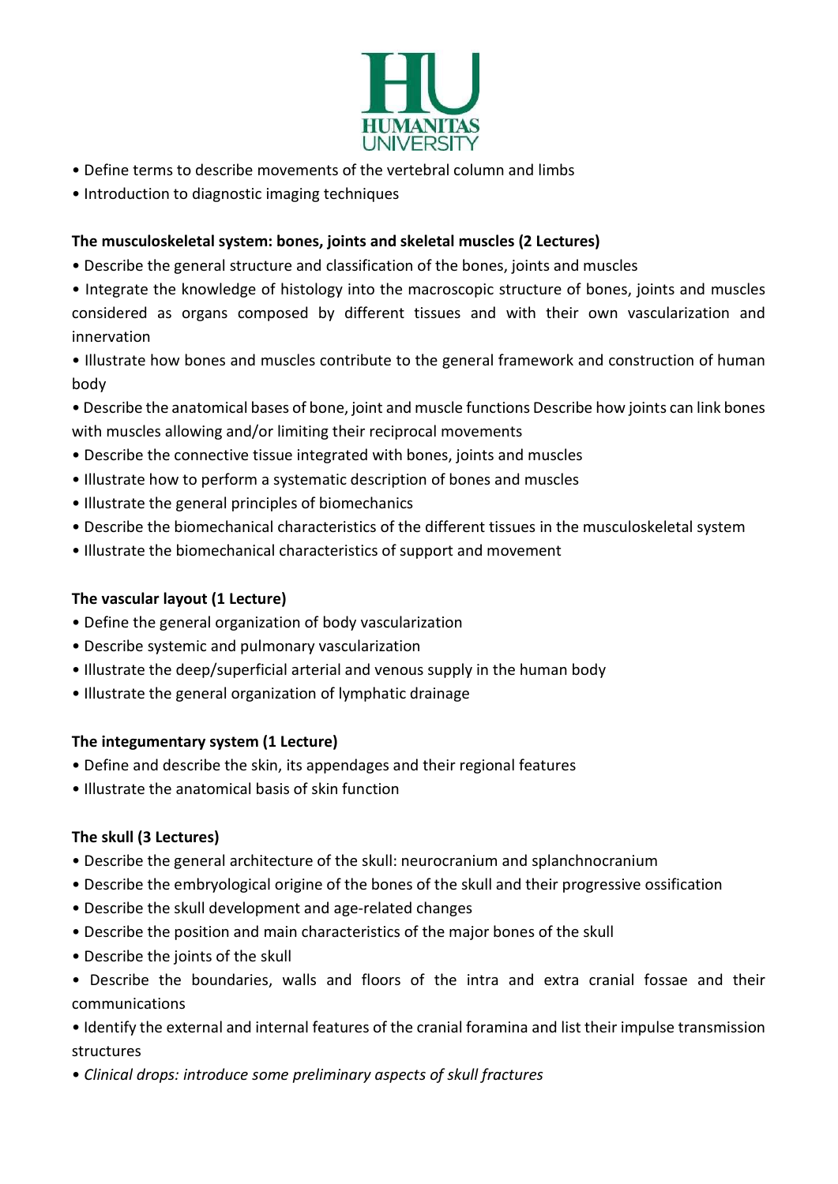- Define terms to describe movements of the vertebral column and limbs
- Introduction to diagnostic imaging techniques

**The musculoskeletal system: bones, joints and skeletal muscles (2 Lectures)**

- Describe the general structure and classification of the bones, joints and muscles
- Integrate the knowledge of histology into the macroscopic structure of bones, joints and muscles considered as organs composed by different tissues and with their own vascularization and innervation
- Illustrate how bones and muscles contribute to the general framework and construction of human body
- Describe the anatomical bases of bone, joint and muscle functions Describe how joints can link bones with muscles allowing and/or limiting their reciprocal movements
- Describe the connective tissue integrated with bones, joints and muscles
- Illustrate how to perform a systematic description of bones and muscles
- Illustrate the general principles of biomechanics
- Describe the biomechanical characteristics of the different tissues in the musculoskeletal system
- Illustrate the biomechanical characteristics of support and movement

**The vascular layout (1 Lecture)**

- Define the general organization of body vascularization
- Describe systemic and pulmonary vascularization
- Illustrate the deep/superficial arterial and venous supply in the human body
- Illustrate the general organization of lymphatic drainage

**The integumentary system (1 Lecture)**

- Define and describe the skin, its appendages and their regional features
- Illustrate the anatomical basis of skin function

**The skull (3 Lectures)**

- Describe the general architecture of the skull: neurocranium and splanchnocranium
- Describe the embryological origine of the bones of the skull and their progressive ossification
- Describe the skull development and age-related changes
- Describe the position and main characteristics of the major bones of the skull
- Describe the joints of the skull
- Describe the boundaries, walls and floors of the intra and extra cranial fossae and their communications
- Identify the external and internal features of the cranial foramina and list their impulse transmission structures
- *Clinical drops: introduce some preliminary aspects of skull fractures*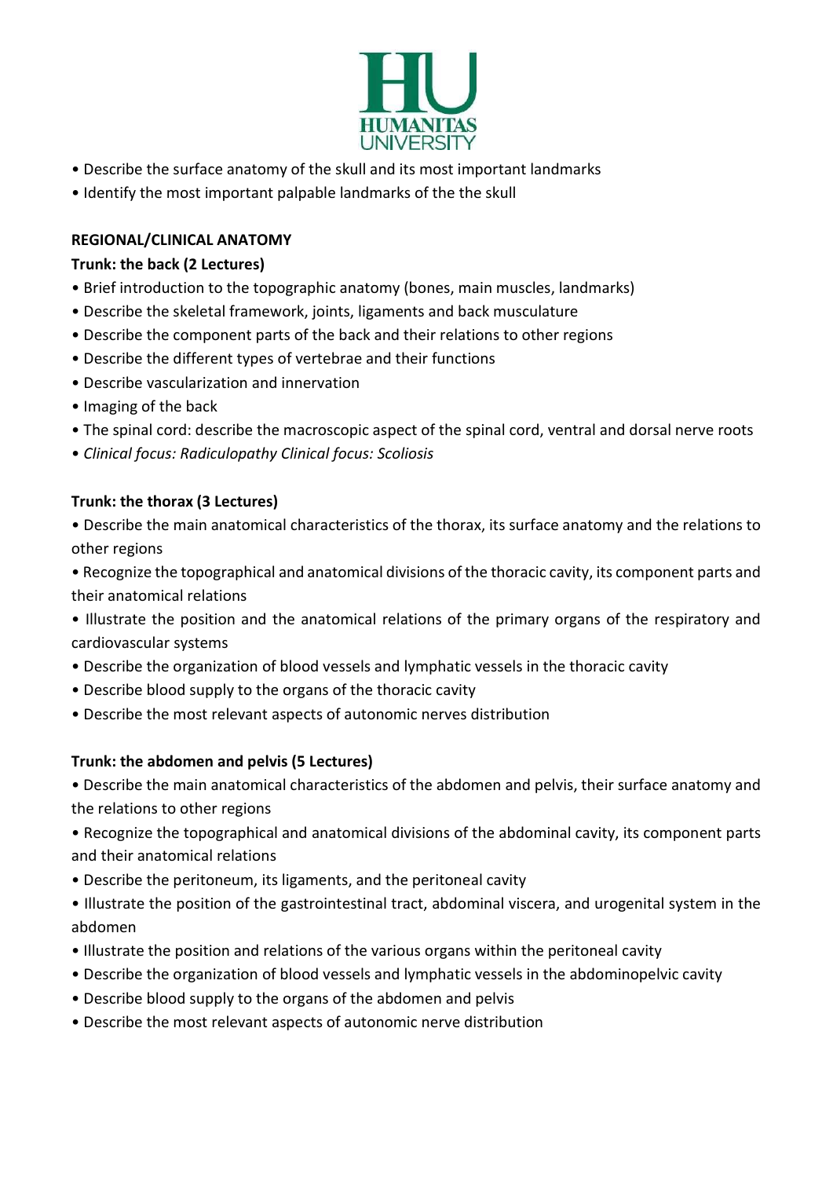- Describe the surface anatomy of the skull and its most important landmarks
- Identify the most important palpable landmarks of the the skull

**REGIONAL/CLINICAL ANATOMY**

**Trunk: the back (2 Lectures)**

- Brief introduction to the topographic anatomy (bones, main muscles, landmarks)
- Describe the skeletal framework, joints, ligaments and back musculature
- Describe the component parts of the back and their relations to other regions
- Describe the different types of vertebrae and their functions
- Describe vascularization and innervation
- Imaging of the back
- The spinal cord: describe the macroscopic aspect of the spinal cord, ventral and dorsal nerve roots
- *Clinical focus: Radiculopathy Clinical focus: Scoliosis*

**Trunk: the thorax (3 Lectures)**

- Describe the main anatomical characteristics of the thorax, its surface anatomy and the relations to other regions
- Recognize the topographical and anatomical divisions of the thoracic cavity, its component parts and their anatomical relations
- Illustrate the position and the anatomical relations of the primary organs of the respiratory and cardiovascular systems
- Describe the organization of blood vessels and lymphatic vessels in the thoracic cavity
- Describe blood supply to the organs of the thoracic cavity
- Describe the most relevant aspects of autonomic nerves distribution

**Trunk: the abdomen and pelvis (5 Lectures)**

- Describe the main anatomical characteristics of the abdomen and pelvis, their surface anatomy and the relations to other regions
- Recognize the topographical and anatomical divisions of the abdominal cavity, its component parts and their anatomical relations
- Describe the peritoneum, its ligaments, and the peritoneal cavity
- Illustrate the position of the gastrointestinal tract, abdominal viscera, and urogenital system in the abdomen
- Illustrate the position and relations of the various organs within the peritoneal cavity
- Describe the organization of blood vessels and lymphatic vessels in the abdominopelvic cavity
- Describe blood supply to the organs of the abdomen and pelvis
- Describe the most relevant aspects of autonomic nerve distribution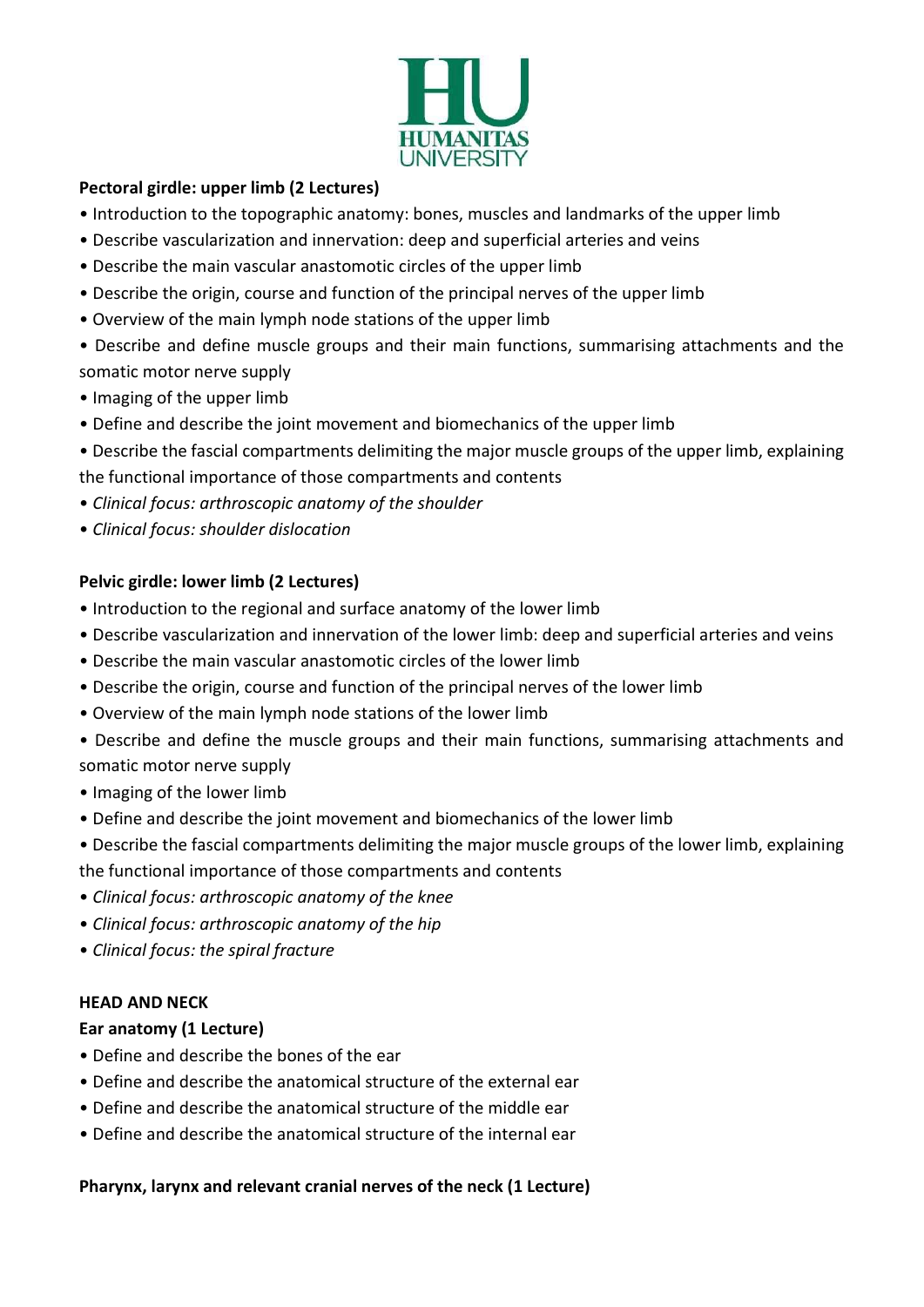**Pectoral girdle: upper limb (2 Lectures)**

- Introduction to the topographic anatomy: bones, muscles and landmarks of the upper limb
- Describe vascularization and innervation: deep and superficial arteries and veins
- Describe the main vascular anastomotic circles of the upper limb
- Describe the origin, course and function of the principal nerves of the upper limb
- Overview of the main lymph node stations of the upper limb
- Describe and define muscle groups and their main functions, summarising attachments and the somatic motor nerve supply
- Imaging of the upper limb
- Define and describe the joint movement and biomechanics of the upper limb
- Describe the fascial compartments delimiting the major muscle groups of the upper limb, explaining the functional importance of those compartments and contents
- *Clinical focus: arthroscopic anatomy of the shoulder*
- *Clinical focus: shoulder dislocation*

**Pelvic girdle: lower limb (2 Lectures)**

- Introduction to the regional and surface anatomy of the lower limb
- Describe vascularization and innervation of the lower limb: deep and superficial arteries and veins
- Describe the main vascular anastomotic circles of the lower limb
- Describe the origin, course and function of the principal nerves of the lower limb
- Overview of the main lymph node stations of the lower limb
- Describe and define the muscle groups and their main functions, summarising attachments and somatic motor nerve supply
- Imaging of the lower limb
- Define and describe the joint movement and biomechanics of the lower limb
- Describe the fascial compartments delimiting the major muscle groups of the lower limb, explaining the functional importance of those compartments and contents
- *Clinical focus: arthroscopic anatomy of the knee*
- *Clinical focus: arthroscopic anatomy of the hip*
- *Clinical focus: the spiral fracture*

**HEAD AND NECK**

**Ear anatomy (1 Lecture)**

- Define and describe the bones of the ear
- Define and describe the anatomical structure of the external ear
- Define and describe the anatomical structure of the middle ear
- Define and describe the anatomical structure of the internal ear

**Pharynx, larynx and relevant cranial nerves of the neck (1 Lecture)**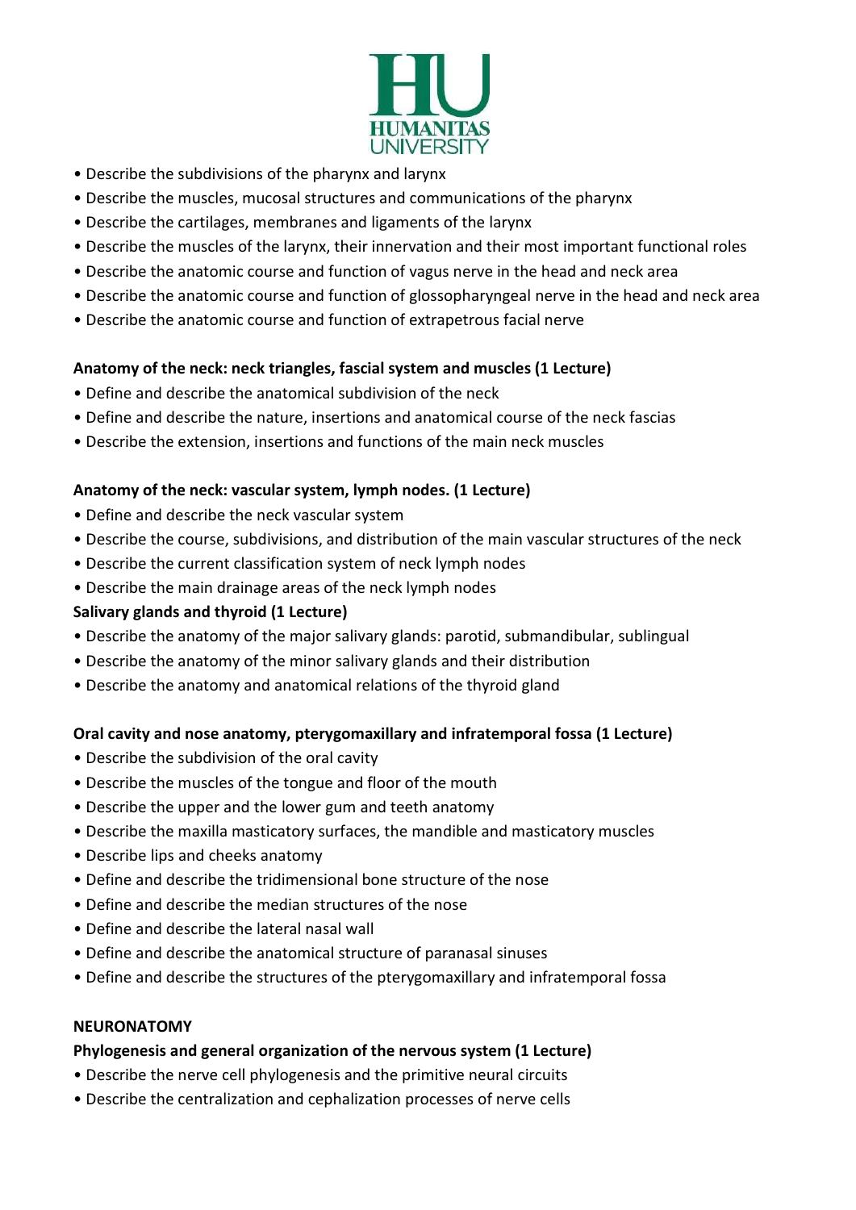- Describe the subdivisions of the pharynx and larynx
- Describe the muscles, mucosal structures and communications of the pharynx
- Describe the cartilages, membranes and ligaments of the larynx
- Describe the muscles of the larynx, their innervation and their most important functional roles
- Describe the anatomic course and function of vagus nerve in the head and neck area
- Describe the anatomic course and function of glossopharyngeal nerve in the head and neck area
- Describe the anatomic course and function of extrapetrous facial nerve

**Anatomy of the neck: neck triangles, fascial system and muscles (1 Lecture)**

- Define and describe the anatomical subdivision of the neck
- Define and describe the nature, insertions and anatomical course of the neck fascias
- Describe the extension, insertions and functions of the main neck muscles

**Anatomy of the neck: vascular system, lymph nodes. (1 Lecture)**

- Define and describe the neck vascular system
- Describe the course, subdivisions, and distribution of the main vascular structures of the neck
- Describe the current classification system of neck lymph nodes
- Describe the main drainage areas of the neck lymph nodes

**Salivary glands and thyroid (1 Lecture)**

- Describe the anatomy of the major salivary glands: parotid, submandibular, sublingual
- Describe the anatomy of the minor salivary glands and their distribution
- Describe the anatomy and anatomical relations of the thyroid gland

**Oral cavity and nose anatomy, pterygomaxillary and infratemporal fossa (1 Lecture)**

- Describe the subdivision of the oral cavity
- Describe the muscles of the tongue and floor of the mouth
- Describe the upper and the lower gum and teeth anatomy
- Describe the maxilla masticatory surfaces, the mandible and masticatory muscles
- Describe lips and cheeks anatomy
- Define and describe the tridimensional bone structure of the nose
- Define and describe the median structures of the nose
- Define and describe the lateral nasal wall
- Define and describe the anatomical structure of paranasal sinuses
- Define and describe the structures of the pterygomaxillary and infratemporal fossa

**NEURONATOMY**

**Phylogenesis and general organization of the nervous system (1 Lecture)**

- Describe the nerve cell phylogenesis and the primitive neural circuits
- Describe the centralization and cephalization processes of nerve cells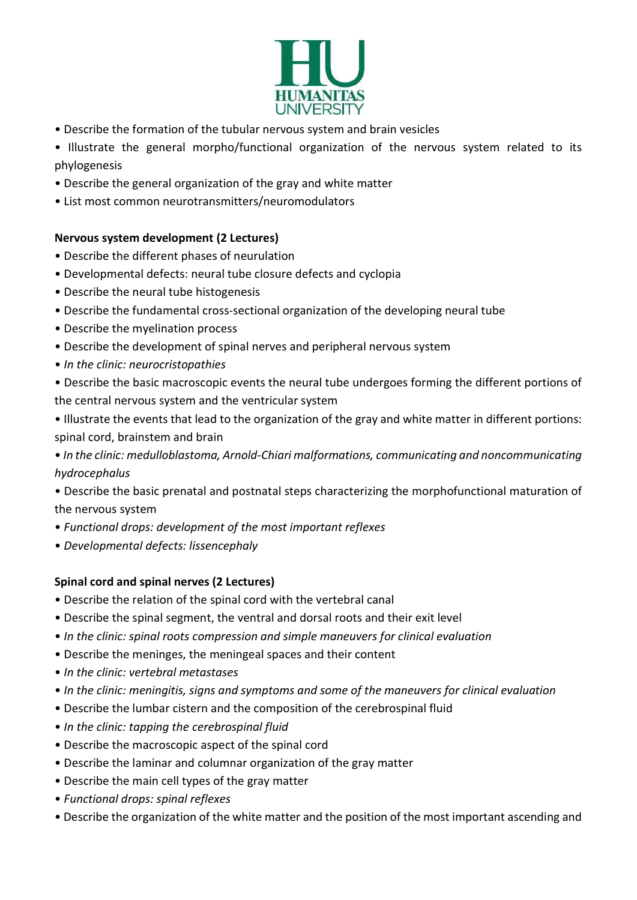- Describe the formation of the tubular nervous system and brain vesicles
- Illustrate the general morpho/functional organization of the nervous system related to its phylogenesis
- Describe the general organization of the gray and white matter
- List most common neurotransmitters/neuromodulators

**Nervous system development (2 Lectures)**

- Describe the different phases of neurulation
- Developmental defects: neural tube closure defects and cyclopia
- Describe the neural tube histogenesis
- Describe the fundamental cross-sectional organization of the developing neural tube
- Describe the myelination process
- Describe the development of spinal nerves and peripheral nervous system
- *In the clinic: neurocristopathies*
- Describe the basic macroscopic events the neural tube undergoes forming the different portions of the central nervous system and the ventricular system
- Illustrate the events that lead to the organization of the gray and white matter in different portions: spinal cord, brainstem and brain
- *In the clinic: medulloblastoma, Arnold-Chiari malformations, communicating and noncommunicating hydrocephalus*
- Describe the basic prenatal and postnatal steps characterizing the morphofunctional maturation of the nervous system
- *Functional drops: development of the most important reflexes*
- *Developmental defects: lissencephaly*

**Spinal cord and spinal nerves (2 Lectures)**

- Describe the relation of the spinal cord with the vertebral canal
- Describe the spinal segment, the ventral and dorsal roots and their exit level
- *In the clinic: spinal roots compression and simple maneuvers for clinical evaluation*
- Describe the meninges, the meningeal spaces and their content
- *In the clinic: vertebral metastases*
- *In the clinic: meningitis, signs and symptoms and some of the maneuvers for clinical evaluation*
- Describe the lumbar cistern and the composition of the cerebrospinal fluid
- *In the clinic: tapping the cerebrospinal fluid*
- Describe the macroscopic aspect of the spinal cord
- Describe the laminar and columnar organization of the gray matter
- Describe the main cell types of the gray matter
- *Functional drops: spinal reflexes*
- Describe the organization of the white matter and the position of the most important ascending and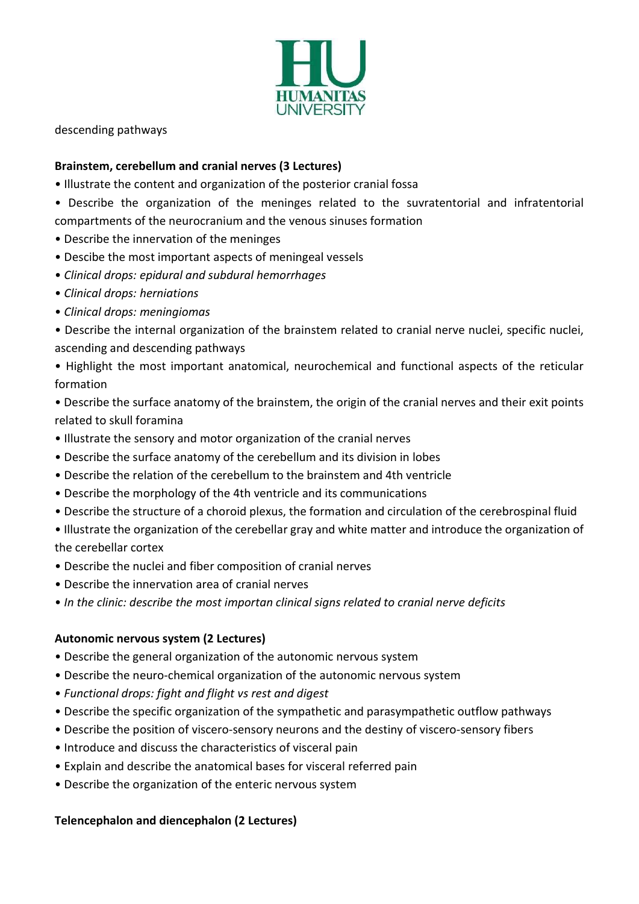descending pathways

**Brainstem, cerebellum and cranial nerves (3 Lectures)**

- Illustrate the content and organization of the posterior cranial fossa
- Describe the organization of the meninges related to the suvratentorial and infratentorial compartments of the neurocranium and the venous sinuses formation
- Describe the innervation of the meninges
- Descibe the most important aspects of meningeal vessels
- *Clinical drops: epidural and subdural hemorrhages*
- *Clinical drops: herniations*
- *Clinical drops: meningiomas*
- Describe the internal organization of the brainstem related to cranial nerve nuclei, specific nuclei, ascending and descending pathways
- Highlight the most important anatomical, neurochemical and functional aspects of the reticular formation
- Describe the surface anatomy of the brainstem, the origin of the cranial nerves and their exit points related to skull foramina
- Illustrate the sensory and motor organization of the cranial nerves
- Describe the surface anatomy of the cerebellum and its division in lobes
- Describe the relation of the cerebellum to the brainstem and 4th ventricle
- Describe the morphology of the 4th ventricle and its communications
- Describe the structure of a choroid plexus, the formation and circulation of the cerebrospinal fluid
- Illustrate the organization of the cerebellar gray and white matter and introduce the organization of the cerebellar cortex
- Describe the nuclei and fiber composition of cranial nerves
- Describe the innervation area of cranial nerves
- *In the clinic: describe the most importan clinical signs related to cranial nerve deficits*

**Autonomic nervous system (2 Lectures)**

- Describe the general organization of the autonomic nervous system
- Describe the neuro-chemical organization of the autonomic nervous system
- *Functional drops: fight and flight vs rest and digest*
- Describe the specific organization of the sympathetic and parasympathetic outflow pathways
- Describe the position of viscero-sensory neurons and the destiny of viscero-sensory fibers
- Introduce and discuss the characteristics of visceral pain
- Explain and describe the anatomical bases for visceral referred pain
- Describe the organization of the enteric nervous system

**Telencephalon and diencephalon (2 Lectures)**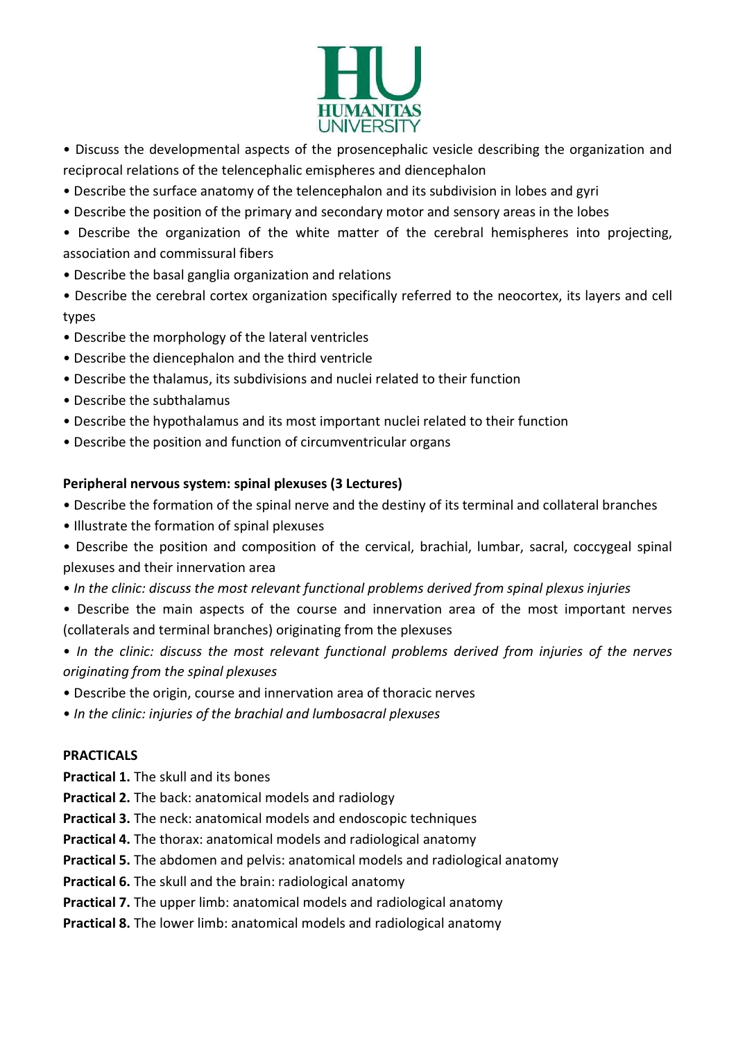- Discuss the developmental aspects of the prosencephalic vesicle describing the organization and reciprocal relations of the telencephalic emispheres and diencephalon
- Describe the surface anatomy of the telencephalon and its subdivision in lobes and gyri
- Describe the position of the primary and secondary motor and sensory areas in the lobes
- Describe the organization of the white matter of the cerebral hemispheres into projecting, association and commissural fibers
- Describe the basal ganglia organization and relations
- Describe the cerebral cortex organization specifically referred to the neocortex, its layers and cell types
- Describe the morphology of the lateral ventricles
- Describe the diencephalon and the third ventricle
- Describe the thalamus, its subdivisions and nuclei related to their function
- Describe the subthalamus
- Describe the hypothalamus and its most important nuclei related to their function
- Describe the position and function of circumventricular organs

**Peripheral nervous system: spinal plexuses (3 Lectures)**

- Describe the formation of the spinal nerve and the destiny of its terminal and collateral branches
- Illustrate the formation of spinal plexuses
- Describe the position and composition of the cervical, brachial, lumbar, sacral, coccygeal spinal plexuses and their innervation area
- *In the clinic: discuss the most relevant functional problems derived from spinal plexus injuries*
- Describe the main aspects of the course and innervation area of the most important nerves (collaterals and terminal branches) originating from the plexuses
- *In the clinic: discuss the most relevant functional problems derived from injuries of the nerves originating from the spinal plexuses*
- Describe the origin, course and innervation area of thoracic nerves
- *In the clinic: injuries of the brachial and lumbosacral plexuses*

**PRACTICALS**

**Practical 1.** The skull and its bones
**Practical 2.** The back: anatomical models and radiology
**Practical 3.** The neck: anatomical models and endoscopic techniques
**Practical 4.** The thorax: anatomical models and radiological anatomy
**Practical 5.** The abdomen and pelvis: anatomical models and radiological anatomy
**Practical 6.** The skull and the brain: radiological anatomy
**Practical 7.** The upper limb: anatomical models and radiological anatomy
**Practical 8.** The lower limb: anatomical models and radiological anatomy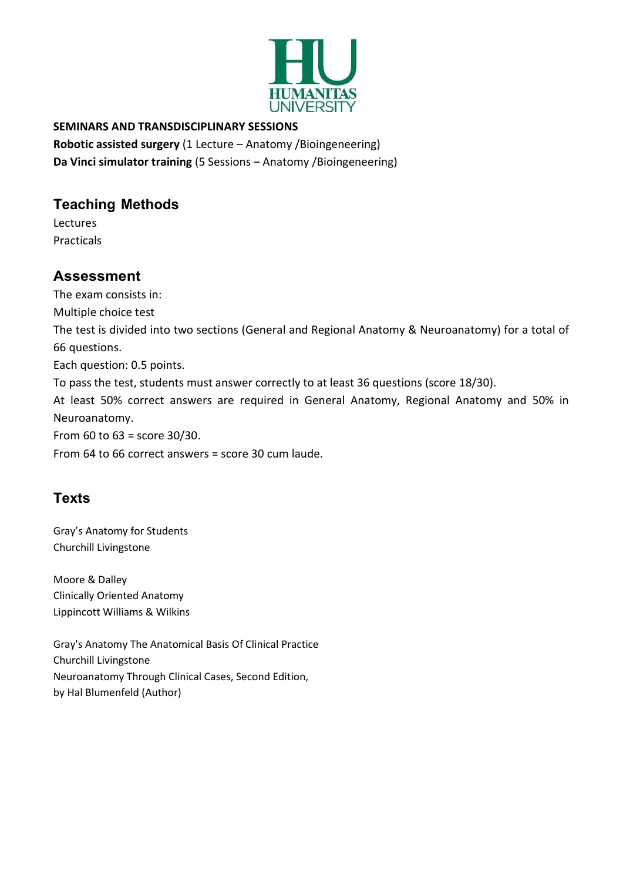**SEMINARS AND TRANSDISCIPLINARY SESSIONS**

**Robotic assisted surgery** (1 Lecture – Anatomy /Bioingeneering)

**Da Vinci simulator training** (5 Sessions – Anatomy /Bioingeneering)

## Teaching Methods

Lectures

Practicals

## Assessment

The exam consists in:

Multiple choice test

The test is divided into two sections (General and Regional Anatomy & Neuroanatomy) for a total of 66 questions.

Each question: 0.5 points.

To pass the test, students must answer correctly to at least 36 questions (score 18/30).

At least 50% correct answers are required in General Anatomy, Regional Anatomy and 50% in Neuroanatomy.

From 60 to 63 = score 30/30.

From 64 to 66 correct answers = score 30 cum laude.

## Texts

Gray's Anatomy for Students
Churchill Livingstone

Moore & Dalley
Clinically Oriented Anatomy
Lippincott Williams & Wilkins

Gray's Anatomy The Anatomical Basis Of Clinical Practice
Churchill Livingstone
Neuroanatomy Through Clinical Cases, Second Edition,
by Hal Blumenfeld (Author)